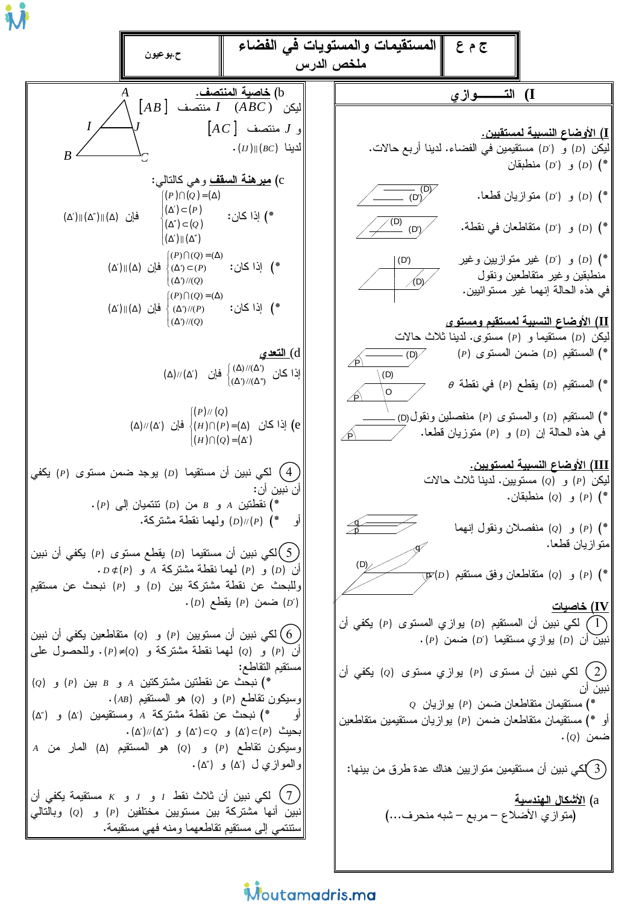# المستقيمات والمستويات في الفضاء
## ملخص الدرس

ج م ع — ح.بوعيون

## I) التــــــوازي

### I) الأوضاع النسبية لمستقيمين.

ليكن $(D)$ و $(D')$ مستقيمين في الفضاء. لدينا أربع حالات.

(*) $(D)$ و $(D')$ منطبقان

(*) $(D)$ و $(D')$ متوازيان قطعا.

(*) $(D)$ و $(D')$ متقاطعان في نقطة.

(*) $(D)$ و $(D')$ غير متوازيين وغير منطبقين وغير متقاطعين ونقول في هذه الحالة إنهما غير مستوائيين.

### II) الأوضاع النسبية لمستقيم ومستوى

ليكن $(D)$ مستقيما و $(P)$ مستوى. لدينا ثلاث حالات

(*) المستقيم $(D)$ ضمن المستوى $(P)$

(*) المستقيم $(D)$ يقطع $(P)$ في نقطة $O$

(*) المستقيم $(D)$ والمستوى $(P)$ منفصلين ونقول في هذه الحالة إن $(D)$ و $(P)$ متوازيان قطعا.

### III) الأوضاع النسبية لمستويين.

ليكن $(P)$ و $(Q)$ مستويين. لدينا ثلاث حالات

(*) $(P)$ و $(Q)$ منطبقان.

(*) $(P)$ و $(Q)$ منفصلان ونقول إنهما متوازيان قطعا.

(*) $(P)$ و $(Q)$ متقاطعان وفق مستقيم $(D)$

### IV) خاصيات

1) لكي نبين أن المستقيم $(D)$ يوازي المستوى $(P)$ يكفي أن نبين أن $(D)$ يوازي مستقيما $(D')$ ضمن $(P)$.

2) لكي نبين أن مستوى $(P)$ يوازي مستوى $(Q)$ يكفي أن نبين أن

(*) مستقيمان متقاطعان ضمن $(P)$ يوازيان $Q$

أو (*) مستقيمان متقاطعان ضمن $(P)$ يوازيان مستقيمين متقاطعان ضمن $(Q)$.

3) لكي نبين أن مستقيمين متوازيين هناك عدة طرق من بينها:

a) **الأشكال الهندسية**

(متوازي الأضلاع – مربع – شبه منحرف...)

b) **خاصية المنتصف**.

ليكن $(ABC)$ و $I$ منتصف $[AB]$ و $J$ منتصف $[AC]$

لدينا $(IJ) \parallel (BC)$.

c) **مبرهنة السقف** وهي كالتالي:

(*) إذا كان: $\begin{cases} (P)\cap(Q)=(\Delta) \\ (\Delta')\subset(P) \\ (\Delta'')\subset(Q) \\ (\Delta')\parallel(\Delta'') \end{cases}$ فإن $(\Delta)\parallel(\Delta')\parallel(\Delta'')$

(*) إذا كان: $\begin{cases} (P)\cap(Q)=(\Delta) \\ (\Delta')\subset(P) \\ (\Delta')//(Q) \end{cases}$ فإن $(\Delta)\parallel(\Delta')$

(*) إذا كان: $\begin{cases} (P)\cap(Q)=(\Delta) \\ (\Delta')//(P) \\ (\Delta')//(Q) \end{cases}$ فإن $(\Delta)\parallel(\Delta')$

d) **التعدي**

إذا كان $\begin{cases} (\Delta)//(\Delta') \\ (\Delta')//(\Delta'') \end{cases}$ فإن $(\Delta)//(\Delta')$

e) إذا كان $\begin{cases} (P)//(Q) \\ (H)\cap(P)=(\Delta) \\ (H)\cap(Q)=(\Delta') \end{cases}$ فإن $(\Delta)//(\Delta')$

4) لكي نبين أن مستقيما $(D)$ يوجد ضمن مستوى $(P)$ يكفي أن نبين أن:

(*) نقطتين $A$ و $B$ من $(D)$ تنتميان إلى $(P)$.

أو (*) $(D)//(P)$ ولهما نقطة مشتركة.

5) لكي نبين أن مستقيما $(D)$ يقطع مستوى $(P)$ يكفي أن نبين أن $(D)$ و $(P)$ لهما نقطة مشتركة $A$ و $D\not\subset(P)$.

وللبحث عن نقطة مشتركة بين $(D)$ و $(P)$ نبحث عن مستقيم $(D')$ ضمن $(P)$ يقطع $(D)$.

6) لكي نبين أن مستويين $(P)$ و $(Q)$ متقاطعين يكفي أن نبين أن $(P)$ و $(Q)$ لهما نقطة مشتركة و $(Q)\neq(P)$. وللحصول على مستقيم التقاطع:

(*) نبحث عن نقطتين مشتركتين $A$ و $B$ بين $(P)$ و $(Q)$ وسيكون تقاطع $(P)$ و $(Q)$ هو المستقيم $(AB)$.

أو (*) نبحث عن نقطة مشتركة $A$ ومستقيمين $(\Delta')$ و $(\Delta'')$ بحيث $(\Delta')\subset(P)$ و $(\Delta'')\subset Q$ و $(\Delta'')//(\Delta')$.

وسيكون تقاطع $(P)$ و $(Q)$ هو المستقيم $(\Delta)$ المار من $A$ والموازي ل $(\Delta')$ و $(\Delta'')$.

7) لكي نبين أن ثلاث نقط $I$ و $J$ و $K$ مستقيمة يكفي أن نبين أنها مشتركة بين مستويين مختلفين $(P)$ و $(Q)$ وبالتالي ستنتمي إلى مستقيم تقاطعهما ومنه فهي مستقيمة.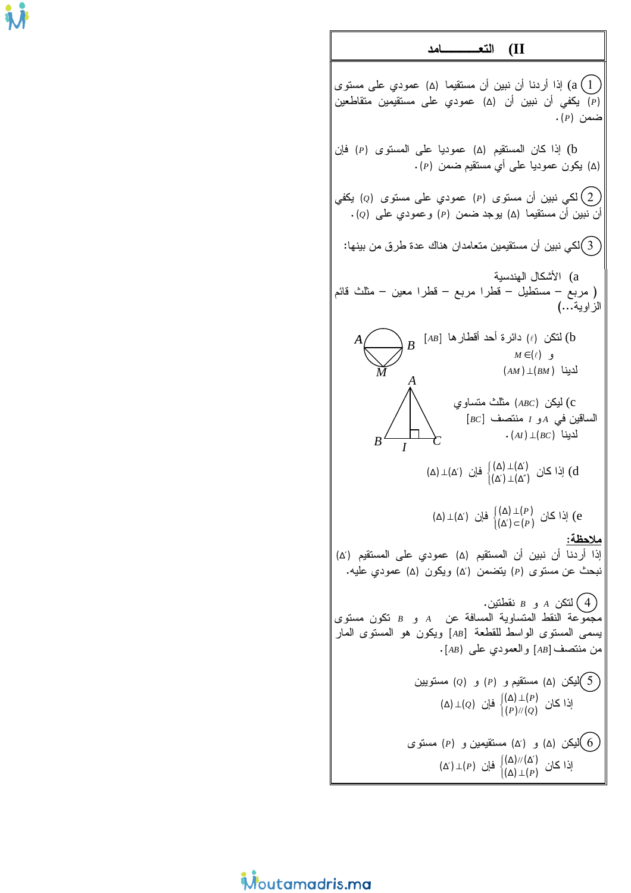## II) التعـــــــــامد

1) a) إذا أردنا أن نبين أن مستقيما $(\Delta)$ عمودي على مستوى $(P)$ يكفي أن نبين أن $(\Delta)$ عمودي على مستقيمين متقاطعين ضمن $(P)$.

b) إذا كان المستقيم $(\Delta)$ عموديا على المستوى $(P)$ فإن $(\Delta)$ يكون عموديا على أي مستقيم ضمن $(P)$.

2) لكي نبين أن مستوى $(P)$ عمودي على مستوى $(Q)$ يكفي أن نبين أن مستقيما $(\Delta)$ يوجد ضمن $(P)$ وعمودي على $(Q)$.

3) لكي نبين أن مستقيمين متعامدان هناك عدة طرق من بينها:

a) الأشكال الهندسية
( مربع – مستطيل – قطرا مربع – قطرا معين – مثلث قائم الزاوية...)

b) لتكن $(\ell)$ دائرة أحد أقطارها $[AB]$
و $M \in (\ell)$
لدينا $(AM) \perp (BM)$

c) ليكن $(ABC)$ مثلث متساوي الساقين في $A$ و $I$ منتصف $[BC]$
لدينا $(AI) \perp (BC)$.

d) إذا كان $\begin{cases} (\Delta) \perp (\Delta') \\ (\Delta') \perp (\Delta') \end{cases}$ فإن $(\Delta) \perp (\Delta')$

e) إذا كان $\begin{cases} (\Delta) \perp (P) \\ (\Delta') \subset (P) \end{cases}$ فإن $(\Delta) \perp (\Delta')$

**ملاحظة:**
إذا أردنا أن نبين أن المستقيم $(\Delta)$ عمودي على المستقيم $(\Delta')$ نبحث عن مستوى $(P)$ يتضمن $(\Delta')$ ويكون $(\Delta)$ عمودي عليه.

4) لتكن $A$ و $B$ نقطتين.
مجموعة النقط المتساوية المسافة عن $A$ و $B$ تكون مستوى يسمى المستوى الواسط للقطعة $[AB]$ ويكون هو المستوى المار من منتصف $[AB]$ والعمودي على $[AB]$.

5) ليكن $(\Delta)$ مستقيم و $(P)$ و $(Q)$ مستويين
إذا كان $\begin{cases} (\Delta) \perp (P) \\ (P) \parallel (Q) \end{cases}$ فإن $(\Delta) \perp (Q)$

6) ليكن $(\Delta)$ و $(\Delta')$ مستقيمين و $(P)$ مستوى
إذا كان $\begin{cases} (\Delta) \parallel (\Delta') \\ (\Delta) \perp (P) \end{cases}$ فإن $(\Delta') \perp (P)$